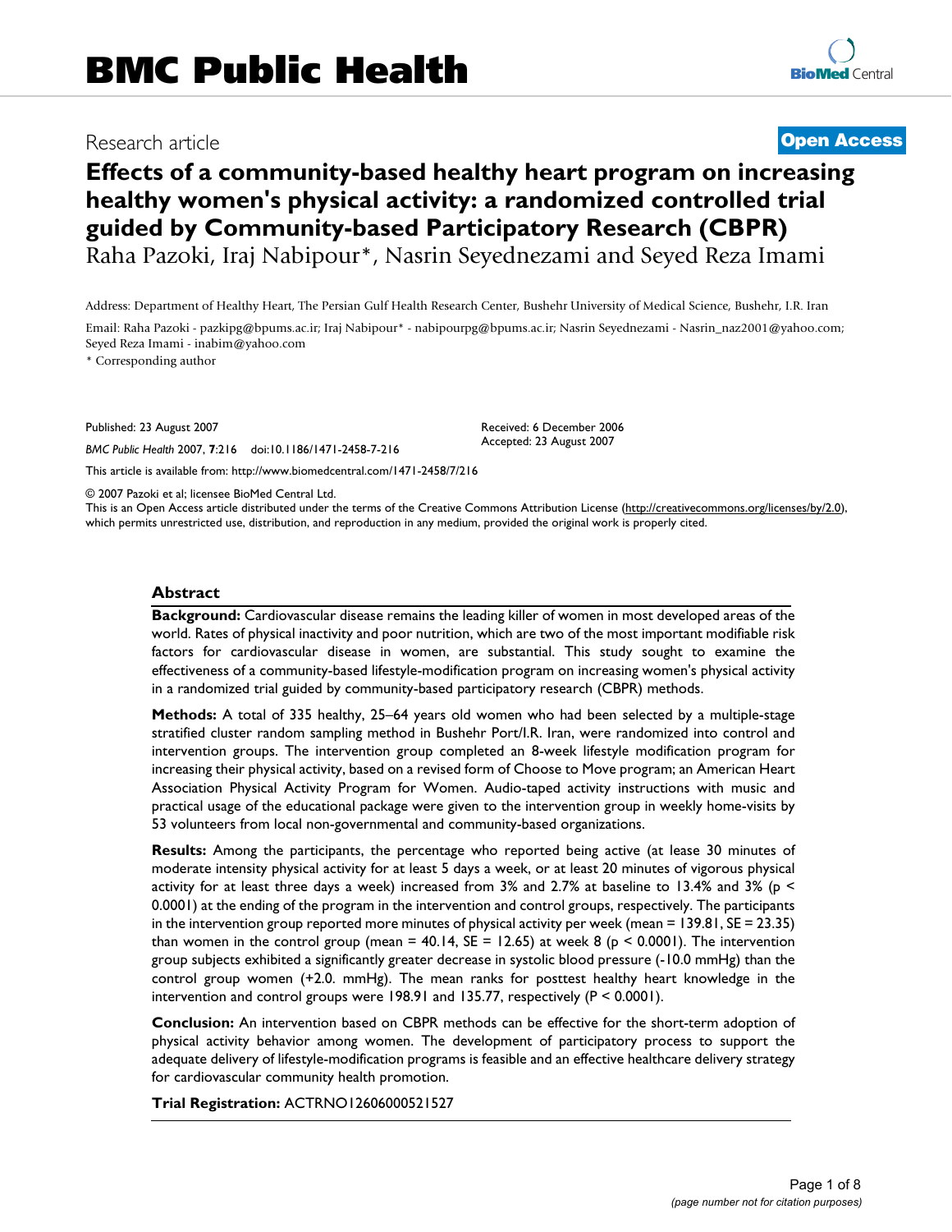BMC Public Health

Research article

**Open Access**

# Effects of a community-based healthy heart program on increasing healthy women's physical activity: a randomized controlled trial guided by Community-based Participatory Research (CBPR)

Raha Pazoki, Iraj Nabipour*, Nasrin Seyednezami and Seyed Reza Imami

Address: Department of Healthy Heart, The Persian Gulf Health Research Center, Bushehr University of Medical Science, Bushehr, I.R. Iran

Email: Raha Pazoki - pazkipg@bpums.ac.ir; Iraj Nabipour* - nabipourpg@bpums.ac.ir; Nasrin Seyednezami - Nasrin_naz2001@yahoo.com; Seyed Reza Imami - inabim@yahoo.com

* Corresponding author

Published: 23 August 2007

*BMC Public Health* 2007, **7**:216 doi:10.1186/1471-2458-7-216

Received: 6 December 2006
Accepted: 23 August 2007

This article is available from: http://www.biomedcentral.com/1471-2458/7/216

© 2007 Pazoki et al; licensee BioMed Central Ltd.
This is an Open Access article distributed under the terms of the Creative Commons Attribution License (http://creativecommons.org/licenses/by/2.0), which permits unrestricted use, distribution, and reproduction in any medium, provided the original work is properly cited.

## Abstract

**Background:** Cardiovascular disease remains the leading killer of women in most developed areas of the world. Rates of physical inactivity and poor nutrition, which are two of the most important modifiable risk factors for cardiovascular disease in women, are substantial. This study sought to examine the effectiveness of a community-based lifestyle-modification program on increasing women's physical activity in a randomized trial guided by community-based participatory research (CBPR) methods.

**Methods:** A total of 335 healthy, 25–64 years old women who had been selected by a multiple-stage stratified cluster random sampling method in Bushehr Port/I.R. Iran, were randomized into control and intervention groups. The intervention group completed an 8-week lifestyle modification program for increasing their physical activity, based on a revised form of Choose to Move program; an American Heart Association Physical Activity Program for Women. Audio-taped activity instructions with music and practical usage of the educational package were given to the intervention group in weekly home-visits by 53 volunteers from local non-governmental and community-based organizations.

**Results:** Among the participants, the percentage who reported being active (at lease 30 minutes of moderate intensity physical activity for at least 5 days a week, or at least 20 minutes of vigorous physical activity for at least three days a week) increased from 3% and 2.7% at baseline to 13.4% and 3% ($p < 0.0001$) at the ending of the program in the intervention and control groups, respectively. The participants in the intervention group reported more minutes of physical activity per week (mean = 139.81, SE = 23.35) than women in the control group (mean = 40.14, SE = 12.65) at week 8 ($p < 0.0001$). The intervention group subjects exhibited a significantly greater decrease in systolic blood pressure (-10.0 mmHg) than the control group women (+2.0. mmHg). The mean ranks for posttest healthy heart knowledge in the intervention and control groups were 198.91 and 135.77, respectively ($P < 0.0001$).

**Conclusion:** An intervention based on CBPR methods can be effective for the short-term adoption of physical activity behavior among women. The development of participatory process to support the adequate delivery of lifestyle-modification programs is feasible and an effective healthcare delivery strategy for cardiovascular community health promotion.

**Trial Registration:** ACTRNO12606000521527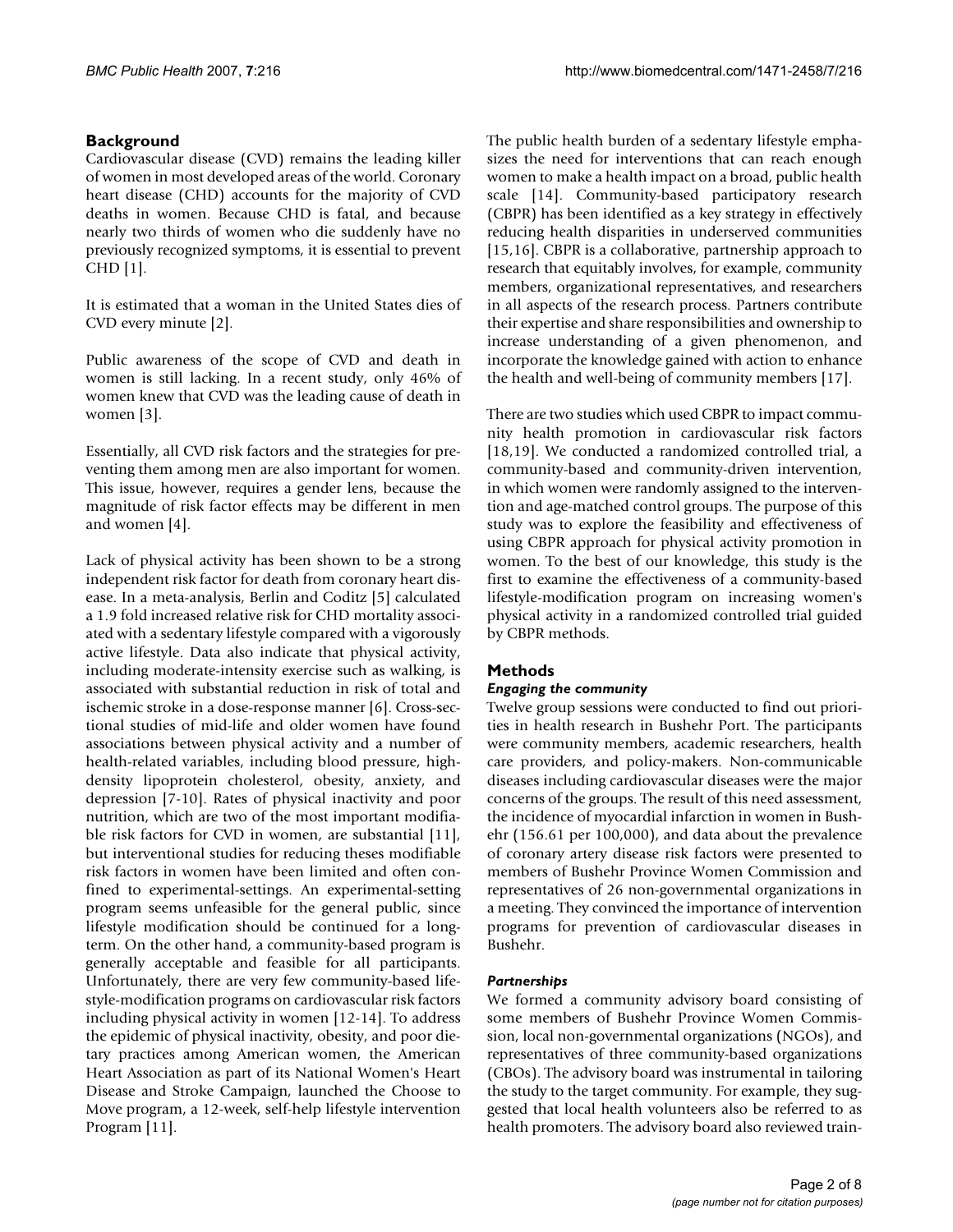## Background

Cardiovascular disease (CVD) remains the leading killer of women in most developed areas of the world. Coronary heart disease (CHD) accounts for the majority of CVD deaths in women. Because CHD is fatal, and because nearly two thirds of women who die suddenly have no previously recognized symptoms, it is essential to prevent CHD [1].

It is estimated that a woman in the United States dies of CVD every minute [2].

Public awareness of the scope of CVD and death in women is still lacking. In a recent study, only 46% of women knew that CVD was the leading cause of death in women [3].

Essentially, all CVD risk factors and the strategies for preventing them among men are also important for women. This issue, however, requires a gender lens, because the magnitude of risk factor effects may be different in men and women [4].

Lack of physical activity has been shown to be a strong independent risk factor for death from coronary heart disease. In a meta-analysis, Berlin and Coditz [5] calculated a 1.9 fold increased relative risk for CHD mortality associated with a sedentary lifestyle compared with a vigorously active lifestyle. Data also indicate that physical activity, including moderate-intensity exercise such as walking, is associated with substantial reduction in risk of total and ischemic stroke in a dose-response manner [6]. Cross-sectional studies of mid-life and older women have found associations between physical activity and a number of health-related variables, including blood pressure, high-density lipoprotein cholesterol, obesity, anxiety, and depression [7-10]. Rates of physical inactivity and poor nutrition, which are two of the most important modifiable risk factors for CVD in women, are substantial [11], but interventional studies for reducing theses modifiable risk factors in women have been limited and often confined to experimental-settings. An experimental-setting program seems unfeasible for the general public, since lifestyle modification should be continued for a long-term. On the other hand, a community-based program is generally acceptable and feasible for all participants. Unfortunately, there are very few community-based lifestyle-modification programs on cardiovascular risk factors including physical activity in women [12-14]. To address the epidemic of physical inactivity, obesity, and poor dietary practices among American women, the American Heart Association as part of its National Women's Heart Disease and Stroke Campaign, launched the Choose to Move program, a 12-week, self-help lifestyle intervention Program [11].

The public health burden of a sedentary lifestyle emphasizes the need for interventions that can reach enough women to make a health impact on a broad, public health scale [14]. Community-based participatory research (CBPR) has been identified as a key strategy in effectively reducing health disparities in underserved communities [15,16]. CBPR is a collaborative, partnership approach to research that equitably involves, for example, community members, organizational representatives, and researchers in all aspects of the research process. Partners contribute their expertise and share responsibilities and ownership to increase understanding of a given phenomenon, and incorporate the knowledge gained with action to enhance the health and well-being of community members [17].

There are two studies which used CBPR to impact community health promotion in cardiovascular risk factors [18,19]. We conducted a randomized controlled trial, a community-based and community-driven intervention, in which women were randomly assigned to the intervention and age-matched control groups. The purpose of this study was to explore the feasibility and effectiveness of using CBPR approach for physical activity promotion in women. To the best of our knowledge, this study is the first to examine the effectiveness of a community-based lifestyle-modification program on increasing women's physical activity in a randomized controlled trial guided by CBPR methods.

## Methods

### *Engaging the community*

Twelve group sessions were conducted to find out priorities in health research in Bushehr Port. The participants were community members, academic researchers, health care providers, and policy-makers. Non-communicable diseases including cardiovascular diseases were the major concerns of the groups. The result of this need assessment, the incidence of myocardial infarction in women in Bushehr (156.61 per 100,000), and data about the prevalence of coronary artery disease risk factors were presented to members of Bushehr Province Women Commission and representatives of 26 non-governmental organizations in a meeting. They convinced the importance of intervention programs for prevention of cardiovascular diseases in Bushehr.

### *Partnerships*

We formed a community advisory board consisting of some members of Bushehr Province Women Commission, local non-governmental organizations (NGOs), and representatives of three community-based organizations (CBOs). The advisory board was instrumental in tailoring the study to the target community. For example, they suggested that local health volunteers also be referred to as health promoters. The advisory board also reviewed train-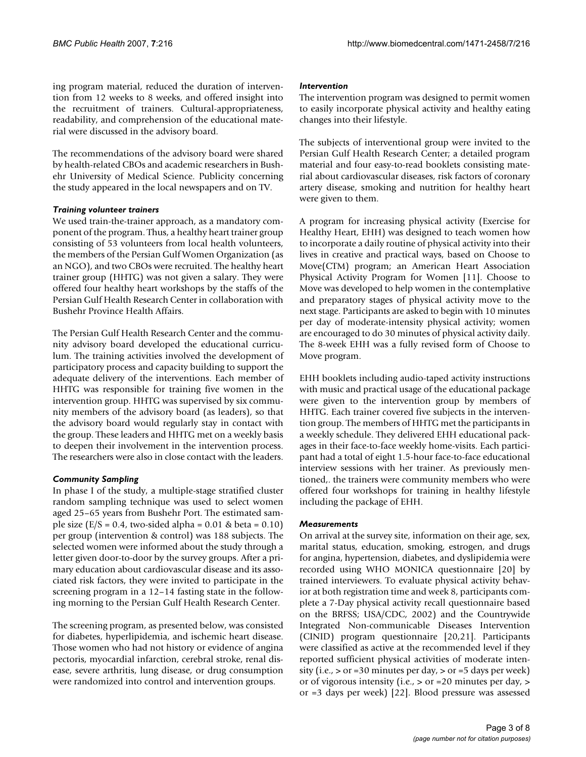ing program material, reduced the duration of intervention from 12 weeks to 8 weeks, and offered insight into the recruitment of trainers. Cultural-appropriateness, readability, and comprehension of the educational material were discussed in the advisory board.

The recommendations of the advisory board were shared by health-related CBOs and academic researchers in Bushehr University of Medical Science. Publicity concerning the study appeared in the local newspapers and on TV.

### *Training volunteer trainers*

We used train-the-trainer approach, as a mandatory component of the program. Thus, a healthy heart trainer group consisting of 53 volunteers from local health volunteers, the members of the Persian Gulf Women Organization (as an NGO), and two CBOs were recruited. The healthy heart trainer group (HHTG) was not given a salary. They were offered four healthy heart workshops by the staffs of the Persian Gulf Health Research Center in collaboration with Bushehr Province Health Affairs.

The Persian Gulf Health Research Center and the community advisory board developed the educational curriculum. The training activities involved the development of participatory process and capacity building to support the adequate delivery of the interventions. Each member of HHTG was responsible for training five women in the intervention group. HHTG was supervised by six community members of the advisory board (as leaders), so that the advisory board would regularly stay in contact with the group. These leaders and HHTG met on a weekly basis to deepen their involvement in the intervention process. The researchers were also in close contact with the leaders.

### *Community Sampling*

In phase I of the study, a multiple-stage stratified cluster random sampling technique was used to select women aged 25–65 years from Bushehr Port. The estimated sample size (E/S = 0.4, two-sided alpha = 0.01 & beta = 0.10) per group (intervention & control) was 188 subjects. The selected women were informed about the study through a letter given door-to-door by the survey groups. After a primary education about cardiovascular disease and its associated risk factors, they were invited to participate in the screening program in a 12–14 fasting state in the following morning to the Persian Gulf Health Research Center.

The screening program, as presented below, was consisted for diabetes, hyperlipidemia, and ischemic heart disease. Those women who had not history or evidence of angina pectoris, myocardial infarction, cerebral stroke, renal disease, severe arthritis, lung disease, or drug consumption were randomized into control and intervention groups.

### *Intervention*

The intervention program was designed to permit women to easily incorporate physical activity and healthy eating changes into their lifestyle.

The subjects of interventional group were invited to the Persian Gulf Health Research Center; a detailed program material and four easy-to-read booklets consisting material about cardiovascular diseases, risk factors of coronary artery disease, smoking and nutrition for healthy heart were given to them.

A program for increasing physical activity (Exercise for Healthy Heart, EHH) was designed to teach women how to incorporate a daily routine of physical activity into their lives in creative and practical ways, based on Choose to Move(CTM) program; an American Heart Association Physical Activity Program for Women [11]. Choose to Move was developed to help women in the contemplative and preparatory stages of physical activity move to the next stage. Participants are asked to begin with 10 minutes per day of moderate-intensity physical activity; women are encouraged to do 30 minutes of physical activity daily. The 8-week EHH was a fully revised form of Choose to Move program.

EHH booklets including audio-taped activity instructions with music and practical usage of the educational package were given to the intervention group by members of HHTG. Each trainer covered five subjects in the intervention group. The members of HHTG met the participants in a weekly schedule. They delivered EHH educational packages in their face-to-face weekly home-visits. Each participant had a total of eight 1.5-hour face-to-face educational interview sessions with her trainer. As previously mentioned,. the trainers were community members who were offered four workshops for training in healthy lifestyle including the package of EHH.

### *Measurements*

On arrival at the survey site, information on their age, sex, marital status, education, smoking, estrogen, and drugs for angina, hypertension, diabetes, and dyslipidemia were recorded using WHO MONICA questionnaire [20] by trained interviewers. To evaluate physical activity behavior at both registration time and week 8, participants complete a 7-Day physical activity recall questionnaire based on the BRFSS; USA/CDC, 2002) and the Countrywide Integrated Non-communicable Diseases Intervention (CINID) program questionnaire [20,21]. Participants were classified as active at the recommended level if they reported sufficient physical activities of moderate intensity (i.e., > or =30 minutes per day, > or =5 days per week) or of vigorous intensity (i.e., > or =20 minutes per day, > or =3 days per week) [22]. Blood pressure was assessed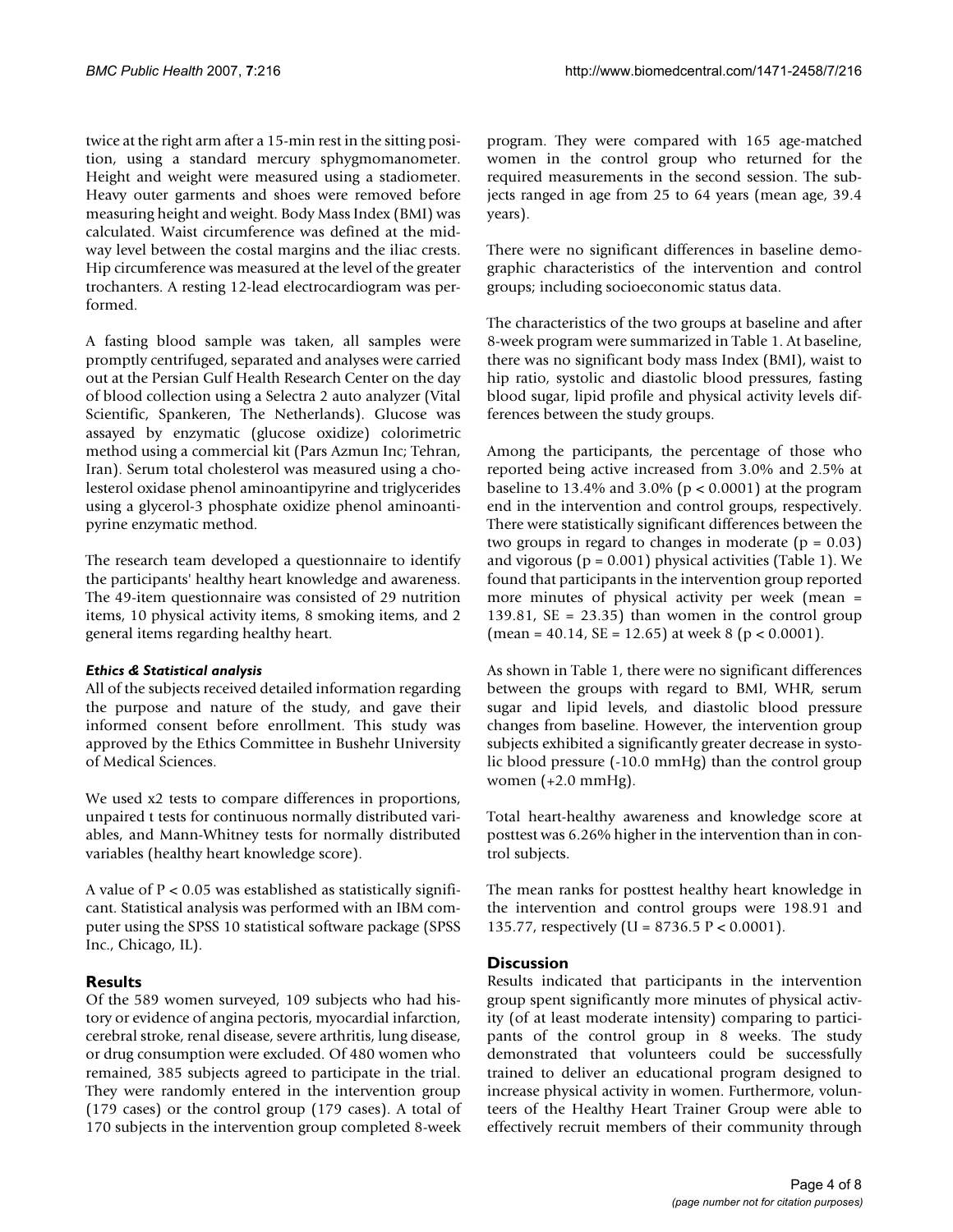twice at the right arm after a 15-min rest in the sitting position, using a standard mercury sphygmomanometer. Height and weight were measured using a stadiometer. Heavy outer garments and shoes were removed before measuring height and weight. Body Mass Index (BMI) was calculated. Waist circumference was defined at the midway level between the costal margins and the iliac crests. Hip circumference was measured at the level of the greater trochanters. A resting 12-lead electrocardiogram was performed.

A fasting blood sample was taken, all samples were promptly centrifuged, separated and analyses were carried out at the Persian Gulf Health Research Center on the day of blood collection using a Selectra 2 auto analyzer (Vital Scientific, Spankeren, The Netherlands). Glucose was assayed by enzymatic (glucose oxidize) colorimetric method using a commercial kit (Pars Azmun Inc; Tehran, Iran). Serum total cholesterol was measured using a cholesterol oxidase phenol aminoantipyrine and triglycerides using a glycerol-3 phosphate oxidize phenol aminoantipyrine enzymatic method.

The research team developed a questionnaire to identify the participants' healthy heart knowledge and awareness. The 49-item questionnaire was consisted of 29 nutrition items, 10 physical activity items, 8 smoking items, and 2 general items regarding healthy heart.

#### *Ethics & Statistical analysis*

All of the subjects received detailed information regarding the purpose and nature of the study, and gave their informed consent before enrollment. This study was approved by the Ethics Committee in Bushehr University of Medical Sciences.

We used x2 tests to compare differences in proportions, unpaired t tests for continuous normally distributed variables, and Mann-Whitney tests for normally distributed variables (healthy heart knowledge score).

A value of $P < 0.05$ was established as statistically significant. Statistical analysis was performed with an IBM computer using the SPSS 10 statistical software package (SPSS Inc., Chicago, IL).

## Results

Of the 589 women surveyed, 109 subjects who had history or evidence of angina pectoris, myocardial infarction, cerebral stroke, renal disease, severe arthritis, lung disease, or drug consumption were excluded. Of 480 women who remained, 385 subjects agreed to participate in the trial. They were randomly entered in the intervention group (179 cases) or the control group (179 cases). A total of 170 subjects in the intervention group completed 8-week program. They were compared with 165 age-matched women in the control group who returned for the required measurements in the second session. The subjects ranged in age from 25 to 64 years (mean age, 39.4 years).

There were no significant differences in baseline demographic characteristics of the intervention and control groups; including socioeconomic status data.

The characteristics of the two groups at baseline and after 8-week program were summarized in Table 1. At baseline, there was no significant body mass Index (BMI), waist to hip ratio, systolic and diastolic blood pressures, fasting blood sugar, lipid profile and physical activity levels differences between the study groups.

Among the participants, the percentage of those who reported being active increased from 3.0% and 2.5% at baseline to 13.4% and 3.0% ($p < 0.0001$) at the program end in the intervention and control groups, respectively. There were statistically significant differences between the two groups in regard to changes in moderate ($p = 0.03$) and vigorous ($p = 0.001$) physical activities (Table 1). We found that participants in the intervention group reported more minutes of physical activity per week (mean = 139.81, SE = 23.35) than women in the control group (mean = 40.14, SE = 12.65) at week 8 ($p < 0.0001$).

As shown in Table 1, there were no significant differences between the groups with regard to BMI, WHR, serum sugar and lipid levels, and diastolic blood pressure changes from baseline. However, the intervention group subjects exhibited a significantly greater decrease in systolic blood pressure (-10.0 mmHg) than the control group women (+2.0 mmHg).

Total heart-healthy awareness and knowledge score at posttest was 6.26% higher in the intervention than in control subjects.

The mean ranks for posttest healthy heart knowledge in the intervention and control groups were 198.91 and 135.77, respectively (U = 8736.5 $P < 0.0001$).

## Discussion

Results indicated that participants in the intervention group spent significantly more minutes of physical activity (of at least moderate intensity) comparing to participants of the control group in 8 weeks. The study demonstrated that volunteers could be successfully trained to deliver an educational program designed to increase physical activity in women. Furthermore, volunteers of the Healthy Heart Trainer Group were able to effectively recruit members of their community through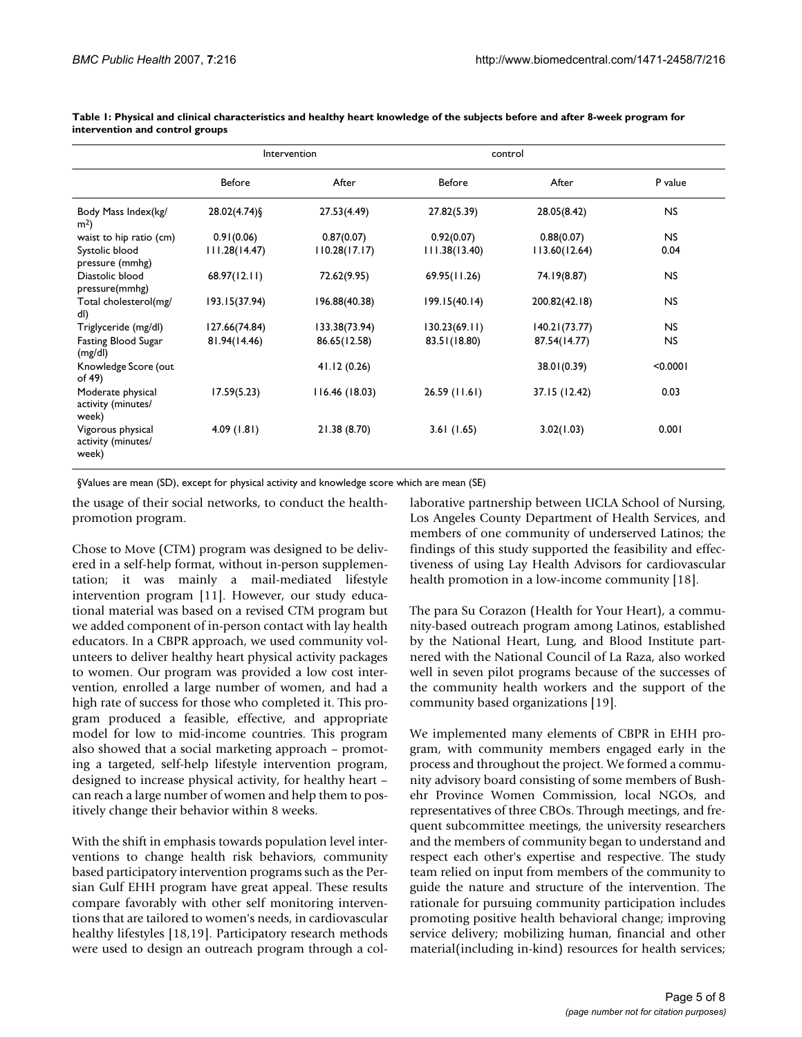**Table 1: Physical and clinical characteristics and healthy heart knowledge of the subjects before and after 8-week program for intervention and control groups**

| | Intervention | | control | | |
|---|---|---|---|---|---|
| | Before | After | Before | After | P value |
| Body Mass Index(kg/ $m^2$) | 28.02(4.74)§ | 27.53(4.49) | 27.82(5.39) | 28.05(8.42) | NS |
| waist to hip ratio (cm) | 0.91(0.06) | 0.87(0.07) | 0.92(0.07) | 0.88(0.07) | NS |
| Systolic blood pressure (mmhg) | 111.28(14.47) | 110.28(17.17) | 111.38(13.40) | 113.60(12.64) | 0.04 |
| Diastolic blood pressure(mmhg) | 68.97(12.11) | 72.62(9.95) | 69.95(11.26) | 74.19(8.87) | NS |
| Total cholesterol(mg/dl) | 193.15(37.94) | 196.88(40.38) | 199.15(40.14) | 200.82(42.18) | NS |
| Triglyceride (mg/dl) | 127.66(74.84) | 133.38(73.94) | 130.23(69.11) | 140.21(73.77) | NS |
| Fasting Blood Sugar (mg/dl) | 81.94(14.46) | 86.65(12.58) | 83.51(18.80) | 87.54(14.77) | NS |
| Knowledge Score (out of 49) | | 41.12 (0.26) | | 38.01(0.39) | <0.0001 |
| Moderate physical activity (minutes/ week) | 17.59(5.23) | 116.46 (18.03) | 26.59 (11.61) | 37.15 (12.42) | 0.03 |
| Vigorous physical activity (minutes/ week) | 4.09 (1.81) | 21.38 (8.70) | 3.61 (1.65) | 3.02(1.03) | 0.001 |

§Values are mean (SD), except for physical activity and knowledge score which are mean (SE)

the usage of their social networks, to conduct the health-promotion program.

Chose to Move (CTM) program was designed to be delivered in a self-help format, without in-person supplementation; it was mainly a mail-mediated lifestyle intervention program [11]. However, our study educational material was based on a revised CTM program but we added component of in-person contact with lay health educators. In a CBPR approach, we used community volunteers to deliver healthy heart physical activity packages to women. Our program was provided a low cost intervention, enrolled a large number of women, and had a high rate of success for those who completed it. This program produced a feasible, effective, and appropriate model for low to mid-income countries. This program also showed that a social marketing approach – promoting a targeted, self-help lifestyle intervention program, designed to increase physical activity, for healthy heart – can reach a large number of women and help them to positively change their behavior within 8 weeks.

With the shift in emphasis towards population level interventions to change health risk behaviors, community based participatory intervention programs such as the Persian Gulf EHH program have great appeal. These results compare favorably with other self monitoring interventions that are tailored to women's needs, in cardiovascular healthy lifestyles [18,19]. Participatory research methods were used to design an outreach program through a collaborative partnership between UCLA School of Nursing, Los Angeles County Department of Health Services, and members of one community of underserved Latinos; the findings of this study supported the feasibility and effectiveness of using Lay Health Advisors for cardiovascular health promotion in a low-income community [18].

The para Su Corazon (Health for Your Heart), a community-based outreach program among Latinos, established by the National Heart, Lung, and Blood Institute partnered with the National Council of La Raza, also worked well in seven pilot programs because of the successes of the community health workers and the support of the community based organizations [19].

We implemented many elements of CBPR in EHH program, with community members engaged early in the process and throughout the project. We formed a community advisory board consisting of some members of Bushehr Province Women Commission, local NGOs, and representatives of three CBOs. Through meetings, and frequent subcommittee meetings, the university researchers and the members of community began to understand and respect each other's expertise and respective. The study team relied on input from members of the community to guide the nature and structure of the intervention. The rationale for pursuing community participation includes promoting positive health behavioral change; improving service delivery; mobilizing human, financial and other material(including in-kind) resources for health services;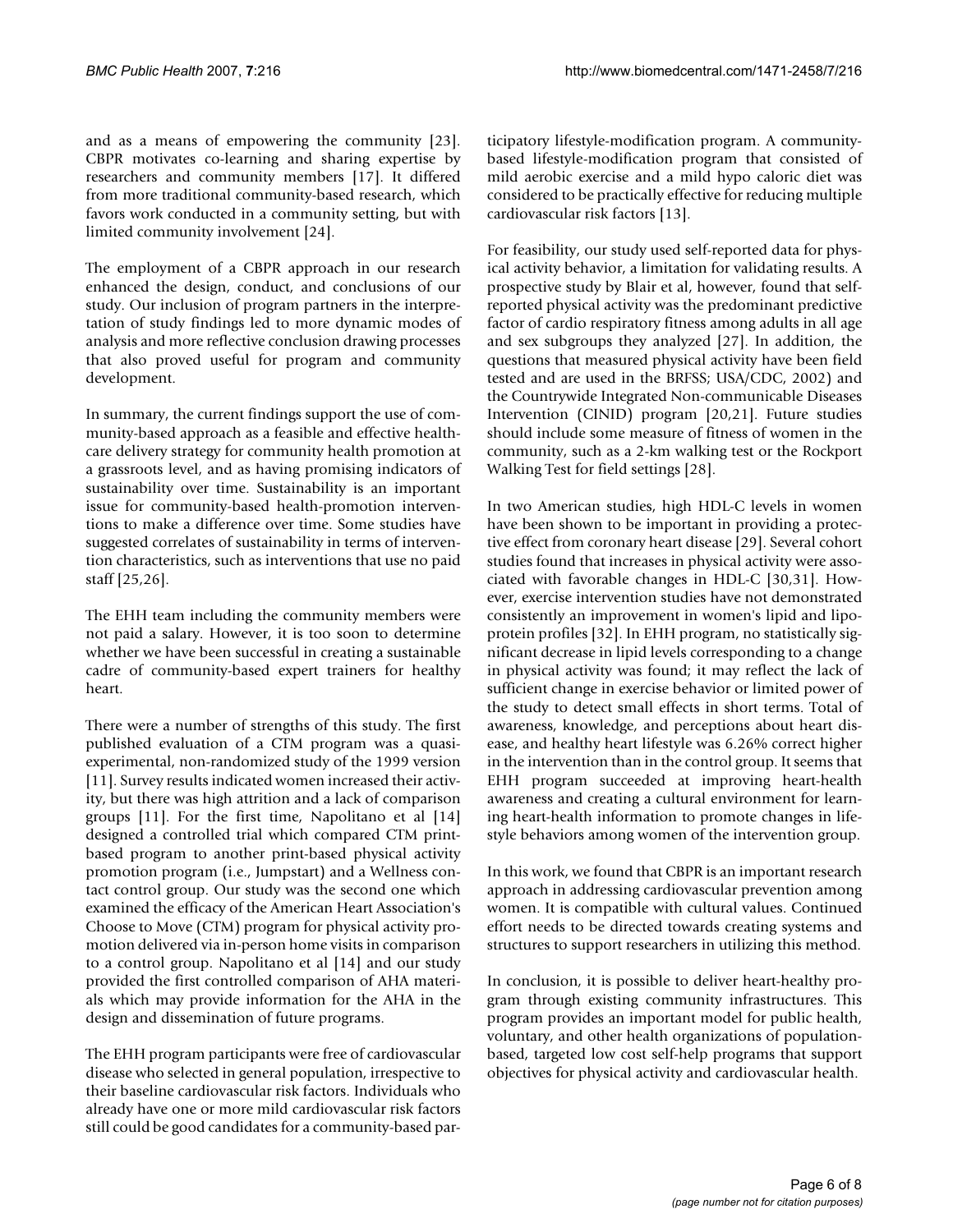and as a means of empowering the community [23]. CBPR motivates co-learning and sharing expertise by researchers and community members [17]. It differed from more traditional community-based research, which favors work conducted in a community setting, but with limited community involvement [24].

The employment of a CBPR approach in our research enhanced the design, conduct, and conclusions of our study. Our inclusion of program partners in the interpretation of study findings led to more dynamic modes of analysis and more reflective conclusion drawing processes that also proved useful for program and community development.

In summary, the current findings support the use of community-based approach as a feasible and effective healthcare delivery strategy for community health promotion at a grassroots level, and as having promising indicators of sustainability over time. Sustainability is an important issue for community-based health-promotion interventions to make a difference over time. Some studies have suggested correlates of sustainability in terms of intervention characteristics, such as interventions that use no paid staff [25,26].

The EHH team including the community members were not paid a salary. However, it is too soon to determine whether we have been successful in creating a sustainable cadre of community-based expert trainers for healthy heart.

There were a number of strengths of this study. The first published evaluation of a CTM program was a quasi-experimental, non-randomized study of the 1999 version [11]. Survey results indicated women increased their activity, but there was high attrition and a lack of comparison groups [11]. For the first time, Napolitano et al [14] designed a controlled trial which compared CTM print-based program to another print-based physical activity promotion program (i.e., Jumpstart) and a Wellness contact control group. Our study was the second one which examined the efficacy of the American Heart Association's Choose to Move (CTM) program for physical activity promotion delivered via in-person home visits in comparison to a control group. Napolitano et al [14] and our study provided the first controlled comparison of AHA materials which may provide information for the AHA in the design and dissemination of future programs.

The EHH program participants were free of cardiovascular disease who selected in general population, irrespective to their baseline cardiovascular risk factors. Individuals who already have one or more mild cardiovascular risk factors still could be good candidates for a community-based participatory lifestyle-modification program. A community-based lifestyle-modification program that consisted of mild aerobic exercise and a mild hypo caloric diet was considered to be practically effective for reducing multiple cardiovascular risk factors [13].

For feasibility, our study used self-reported data for physical activity behavior, a limitation for validating results. A prospective study by Blair et al, however, found that self-reported physical activity was the predominant predictive factor of cardio respiratory fitness among adults in all age and sex subgroups they analyzed [27]. In addition, the questions that measured physical activity have been field tested and are used in the BRFSS; USA/CDC, 2002) and the Countrywide Integrated Non-communicable Diseases Intervention (CINID) program [20,21]. Future studies should include some measure of fitness of women in the community, such as a 2-km walking test or the Rockport Walking Test for field settings [28].

In two American studies, high HDL-C levels in women have been shown to be important in providing a protective effect from coronary heart disease [29]. Several cohort studies found that increases in physical activity were associated with favorable changes in HDL-C [30,31]. However, exercise intervention studies have not demonstrated consistently an improvement in women's lipid and lipoprotein profiles [32]. In EHH program, no statistically significant decrease in lipid levels corresponding to a change in physical activity was found; it may reflect the lack of sufficient change in exercise behavior or limited power of the study to detect small effects in short terms. Total of awareness, knowledge, and perceptions about heart disease, and healthy heart lifestyle was 6.26% correct higher in the intervention than in the control group. It seems that EHH program succeeded at improving heart-health awareness and creating a cultural environment for learning heart-health information to promote changes in lifestyle behaviors among women of the intervention group.

In this work, we found that CBPR is an important research approach in addressing cardiovascular prevention among women. It is compatible with cultural values. Continued effort needs to be directed towards creating systems and structures to support researchers in utilizing this method.

In conclusion, it is possible to deliver heart-healthy program through existing community infrastructures. This program provides an important model for public health, voluntary, and other health organizations of population-based, targeted low cost self-help programs that support objectives for physical activity and cardiovascular health.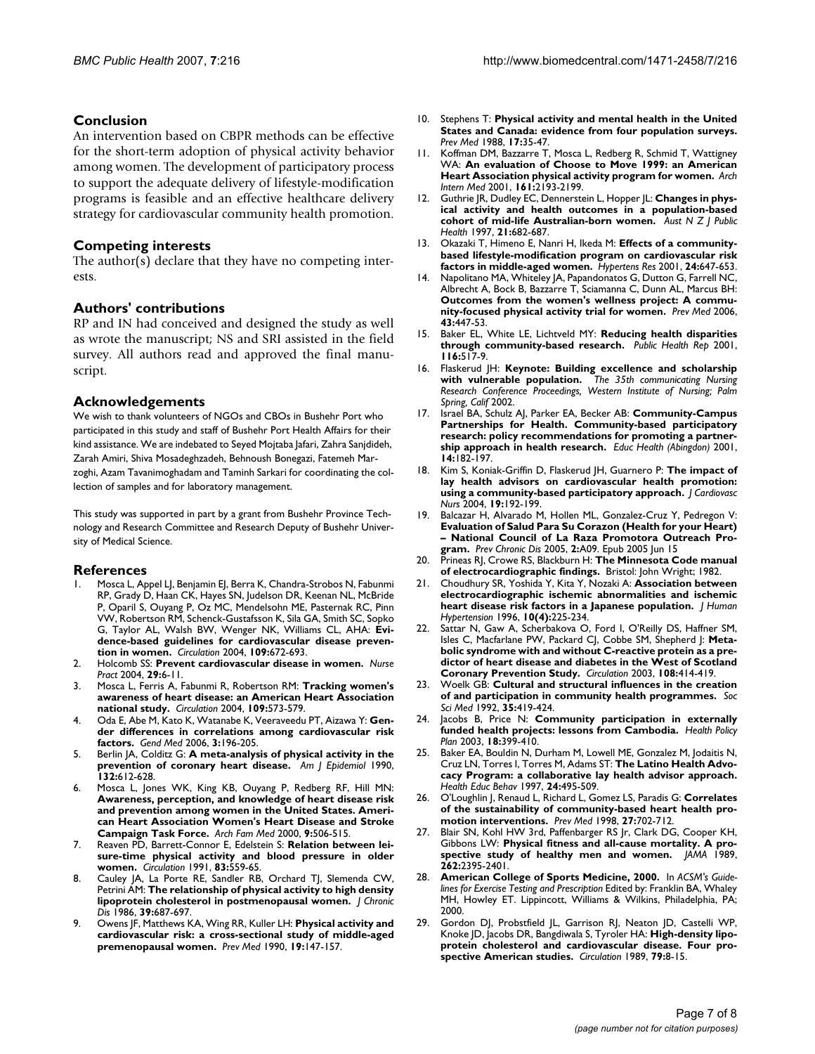## Conclusion

An intervention based on CBPR methods can be effective for the short-term adoption of physical activity behavior among women. The development of participatory process to support the adequate delivery of lifestyle-modification programs is feasible and an effective healthcare delivery strategy for cardiovascular community health promotion.

## Competing interests

The author(s) declare that they have no competing interests.

## Authors' contributions

RP and IN had conceived and designed the study as well as wrote the manuscript; NS and SRI assisted in the field survey. All authors read and approved the final manuscript.

## Acknowledgements

We wish to thank volunteers of NGOs and CBOs in Bushehr Port who participated in this study and staff of Bushehr Port Health Affairs for their kind assistance. We are indebated to Seyed Mojtaba Jafari, Zahra Sanjdideh, Zarah Amiri, Shiva Mosadeghzadeh, Behnoush Bonegazi, Fatemeh Marzoghi, Azam Tavanimoghadam and Taminh Sarkari for coordinating the collection of samples and for laboratory management.

This study was supported in part by a grant from Bushehr Province Technology and Research Committee and Research Deputy of Bushehr University of Medical Science.

## References

1. Mosca L, Appel LJ, Benjamin EJ, Berra K, Chandra-Strobos N, Fabunmi RP, Grady D, Haan CK, Hayes SN, Judelson DR, Keenan NL, McBride P, Oparil S, Ouyang P, Oz MC, Mendelsohn ME, Pasternak RC, Pinn VW, Robertson RM, Schenck-Gustafsson K, Sila GA, Smith SC, Sopko G, Taylor AL, Walsh BW, Wenger NK, Williams CL, AHA: **Evidence-based guidelines for cardiovascular disease prevention in women.** *Circulation* 2004, **109:**672-693.
2. Holcomb SS: **Prevent cardiovascular disease in women.** *Nurse Pract* 2004, **29:**6-11.
3. Mosca L, Ferris A, Fabunmi R, Robertson RM: **Tracking women's awareness of heart disease: an American Heart Association national study.** *Circulation* 2004, **109:**573-579.
4. Oda E, Abe M, Kato K, Watanabe K, Veeraveedu PT, Aizawa Y: **Gender differences in correlations among cardiovascular risk factors.** *Gend Med* 2006, **3:**196-205.
5. Berlin JA, Colditz G: **A meta-analysis of physical activity in the prevention of coronary heart disease.** *Am J Epidemiol* 1990, **132:**612-628.
6. Mosca L, Jones WK, King KB, Ouyang P, Redberg RF, Hill MN: **Awareness, perception, and knowledge of heart disease risk and prevention among women in the United States. American Heart Association Women's Heart Disease and Stroke Campaign Task Force.** *Arch Fam Med* 2000, **9:**506-515.
7. Reaven PD, Barrett-Connor E, Edelstein S: **Relation between leisure-time physical activity and blood pressure in older women.** *Circulation* 1991, **83:**559-65.
8. Cauley JA, La Porte RE, Sandler RB, Orchard TJ, Slemenda CW, Petrini AM: **The relationship of physical activity to high density lipoprotein cholesterol in postmenopausal women.** *J Chronic Dis* 1986, **39:**687-697.
9. Owens JF, Matthews KA, Wing RR, Kuller LH: **Physical activity and cardiovascular risk: a cross-sectional study of middle-aged premenopausal women.** *Prev Med* 1990, **19:**147-157.
10. Stephens T: **Physical activity and mental health in the United States and Canada: evidence from four population surveys.** *Prev Med* 1988, **17:**35-47.
11. Koffman DM, Bazzarre T, Mosca L, Redberg R, Schmid T, Wattigney WA: **An evaluation of Choose to Move 1999: an American Heart Association physical activity program for women.** *Arch Intern Med* 2001, **161:**2193-2199.
12. Guthrie JR, Dudley EC, Dennerstein L, Hopper JL: **Changes in physical activity and health outcomes in a population-based cohort of mid-life Australian-born women.** *Aust N Z J Public Health* 1997, **21:**682-687.
13. Okazaki T, Himeno E, Nanri H, Ikeda M: **Effects of a community-based lifestyle-modification program on cardiovascular risk factors in middle-aged women.** *Hypertens Res* 2001, **24:**647-653.
14. Napolitano MA, Whiteley JA, Papandonatos G, Dutton G, Farrell NC, Albrecht A, Bock B, Bazzarre T, Sciamanna C, Dunn AL, Marcus BH: **Outcomes from the women's wellness project: A community-focused physical activity trial for women.** *Prev Med* 2006, **43:**447-53.
15. Baker EL, White LE, Lichtveld MY: **Reducing health disparities through community-based research.** *Public Health Rep* 2001, **116:**517-9.
16. Flaskerud JH: **Keynote: Building excellence and scholarship with vulnerable population.** *The 35th communicating Nursing Research Conference Proceedings, Western Institute of Nursing; Palm Spring, Calif* 2002.
17. Israel BA, Schulz AJ, Parker EA, Becker AB: **Community-Campus Partnerships for Health. Community-based participatory research: policy recommendations for promoting a partnership approach in health research.** *Educ Health (Abingdon)* 2001, **14:**182-197.
18. Kim S, Koniak-Griffin D, Flaskerud JH, Guarnero P: **The impact of lay health advisors on cardiovascular health promotion: using a community-based participatory approach.** *J Cardiovasc Nurs* 2004, **19:**192-199.
19. Balcazar H, Alvarado M, Hollen ML, Gonzalez-Cruz Y, Pedregon V: **Evaluation of Salud Para Su Corazon (Health for your Heart) – National Council of La Raza Promotora Outreach Program.** *Prev Chronic Dis* 2005, **2:**A09. Epub 2005 Jun 15
20. Prineas RJ, Crowe RS, Blackburn H: **The Minnesota Code manual of electrocardiographic findings.** Bristol: John Wright; 1982.
21. Choudhury SR, Yoshida Y, Kita Y, Nozaki A: **Association between electrocardiographic ischemic abnormalities and ischemic heart disease risk factors in a Japanese population.** *J Human Hypertension* 1996, **10(4):**225-234.
22. Sattar N, Gaw A, Scherbakova O, Ford I, O'Reilly DS, Haffner SM, Isles C, Macfarlane PW, Packard CJ, Cobbe SM, Shepherd J: **Metabolic syndrome with and without C-reactive protein as a predictor of heart disease and diabetes in the West of Scotland Coronary Prevention Study.** *Circulation* 2003, **108:**414-419.
23. Woelk GB: **Cultural and structural influences in the creation of and participation in community health programmes.** *Soc Sci Med* 1992, **35:**419-424.
24. Jacobs B, Price N: **Community participation in externally funded health projects: lessons from Cambodia.** *Health Policy Plan* 2003, **18:**399-410.
25. Baker EA, Bouldin N, Durham M, Lowell ME, Gonzalez M, Jodaitis N, Cruz LN, Torres I, Torres M, Adams ST: **The Latino Health Advocacy Program: a collaborative lay health advisor approach.** *Health Educ Behav* 1997, **24:**495-509.
26. O'Loughlin J, Renaud L, Richard L, Gomez LS, Paradis G: **Correlates of the sustainability of community-based heart health promotion interventions.** *Prev Med* 1998, **27:**702-712.
27. Blair SN, Kohl HW 3rd, Paffenbarger RS Jr, Clark DG, Cooper KH, Gibbons LW: **Physical fitness and all-cause mortality. A prospective study of healthy men and women.** *JAMA* 1989, **262:**2395-2401.
28. **American College of Sports Medicine, 2000.** In *ACSM's Guidelines for Exercise Testing and Prescription* Edited by: Franklin BA, Whaley MH, Howley ET. Lippincott, Williams & Wilkins, Philadelphia, PA; 2000.
29. Gordon DJ, Probstfield JL, Garrison RJ, Neaton JD, Castelli WP, Knoke JD, Jacobs DR, Bangdiwala S, Tyroler HA: **High-density lipoprotein cholesterol and cardiovascular disease. Four prospective American studies.** *Circulation* 1989, **79:**8-15.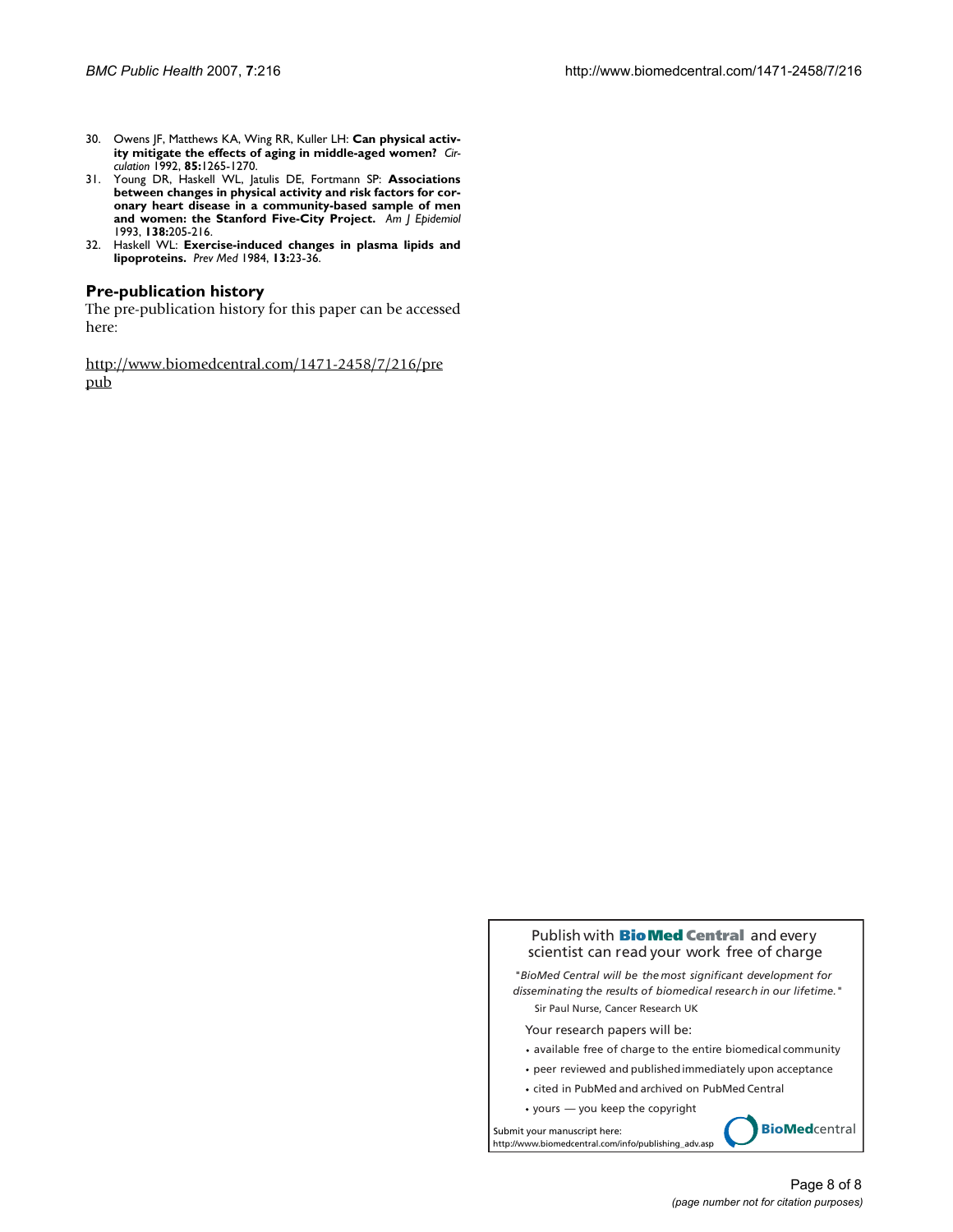30. Owens JF, Matthews KA, Wing RR, Kuller LH: **Can physical activity mitigate the effects of aging in middle-aged women?** *Circulation* 1992, **85:**1265-1270.
31. Young DR, Haskell WL, Jatulis DE, Fortmann SP: **Associations between changes in physical activity and risk factors for coronary heart disease in a community-based sample of men and women: the Stanford Five-City Project.** *Am J Epidemiol* 1993, **138:**205-216.
32. Haskell WL: **Exercise-induced changes in plasma lipids and lipoproteins.** *Prev Med* 1984, **13:**23-36.

## Pre-publication history

The pre-publication history for this paper can be accessed here:

http://www.biomedcentral.com/1471-2458/7/216/prepub

Publish with **BioMed Central** and every scientist can read your work free of charge

*"BioMed Central will be the most significant development for disseminating the results of biomedical research in our lifetime."*

Sir Paul Nurse, Cancer Research UK

Your research papers will be:

- available free of charge to the entire biomedical community
- peer reviewed and published immediately upon acceptance
- cited in PubMed and archived on PubMed Central
- yours — you keep the copyright

Submit your manuscript here:
http://www.biomedcentral.com/info/publishing_adv.asp

**BioMed**central